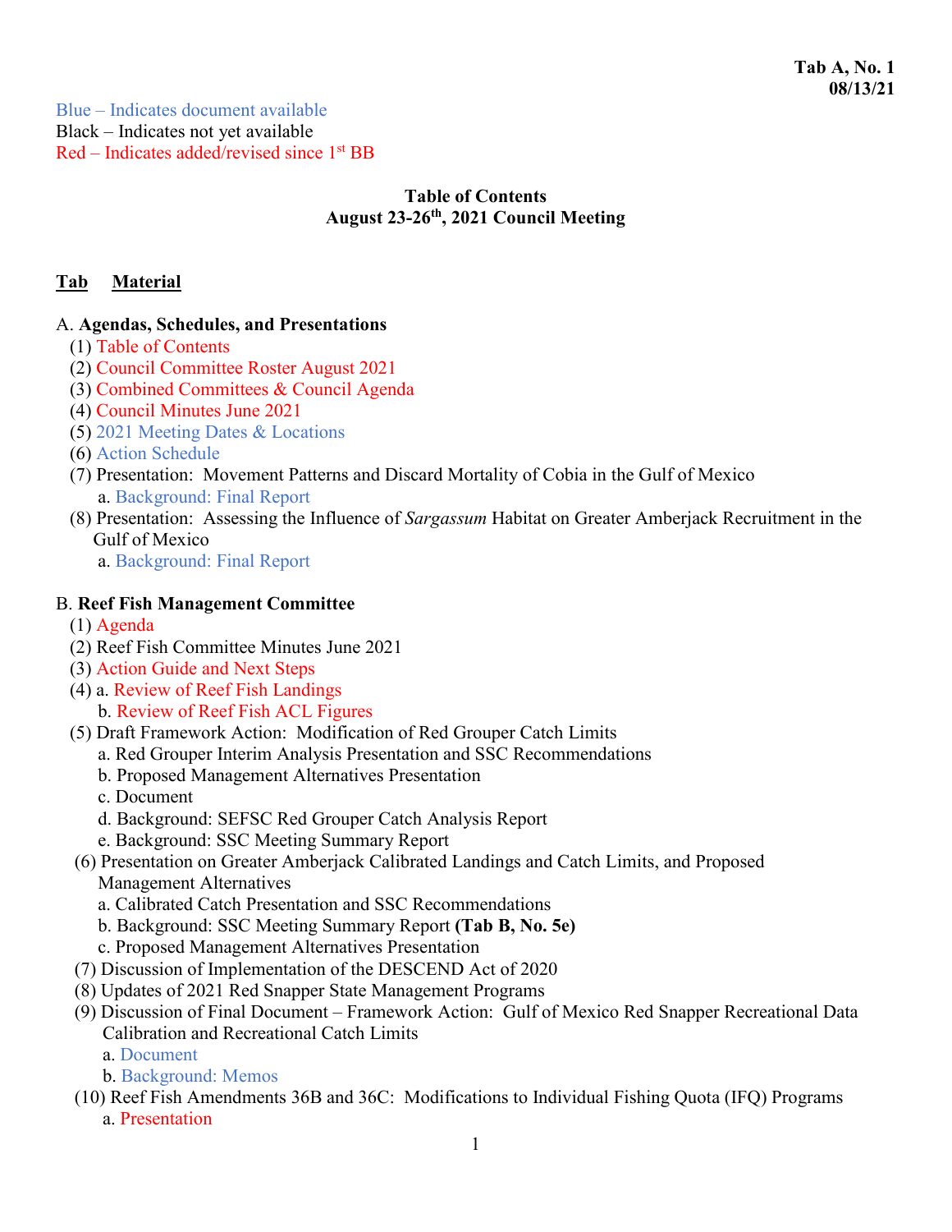**Tab A, No. 1**
**08/13/21**

Blue – Indicates document available
Black – Indicates not yet available
Red – Indicates added/revised since 1st BB

**Table of Contents**
**August 23-26th, 2021 Council Meeting**

**Tab** **Material**

A. **Agendas, Schedules, and Presentations**
- (1) Table of Contents
- (2) Council Committee Roster August 2021
- (3) Combined Committees & Council Agenda
- (4) Council Minutes June 2021
- (5) 2021 Meeting Dates & Locations
- (6) Action Schedule
- (7) Presentation: Movement Patterns and Discard Mortality of Cobia in the Gulf of Mexico
  - a. Background: Final Report
- (8) Presentation: Assessing the Influence of *Sargassum* Habitat on Greater Amberjack Recruitment in the Gulf of Mexico
  - a. Background: Final Report

B. **Reef Fish Management Committee**
- (1) Agenda
- (2) Reef Fish Committee Minutes June 2021
- (3) Action Guide and Next Steps
- (4) a. Review of Reef Fish Landings
  - b. Review of Reef Fish ACL Figures
- (5) Draft Framework Action: Modification of Red Grouper Catch Limits
  - a. Red Grouper Interim Analysis Presentation and SSC Recommendations
  - b. Proposed Management Alternatives Presentation
  - c. Document
  - d. Background: SEFSC Red Grouper Catch Analysis Report
  - e. Background: SSC Meeting Summary Report
- (6) Presentation on Greater Amberjack Calibrated Landings and Catch Limits, and Proposed Management Alternatives
  - a. Calibrated Catch Presentation and SSC Recommendations
  - b. Background: SSC Meeting Summary Report **(Tab B, No. 5e)**
  - c. Proposed Management Alternatives Presentation
- (7) Discussion of Implementation of the DESCEND Act of 2020
- (8) Updates of 2021 Red Snapper State Management Programs
- (9) Discussion of Final Document – Framework Action: Gulf of Mexico Red Snapper Recreational Data Calibration and Recreational Catch Limits
  - a. Document
  - b. Background: Memos
- (10) Reef Fish Amendments 36B and 36C: Modifications to Individual Fishing Quota (IFQ) Programs
  - a. Presentation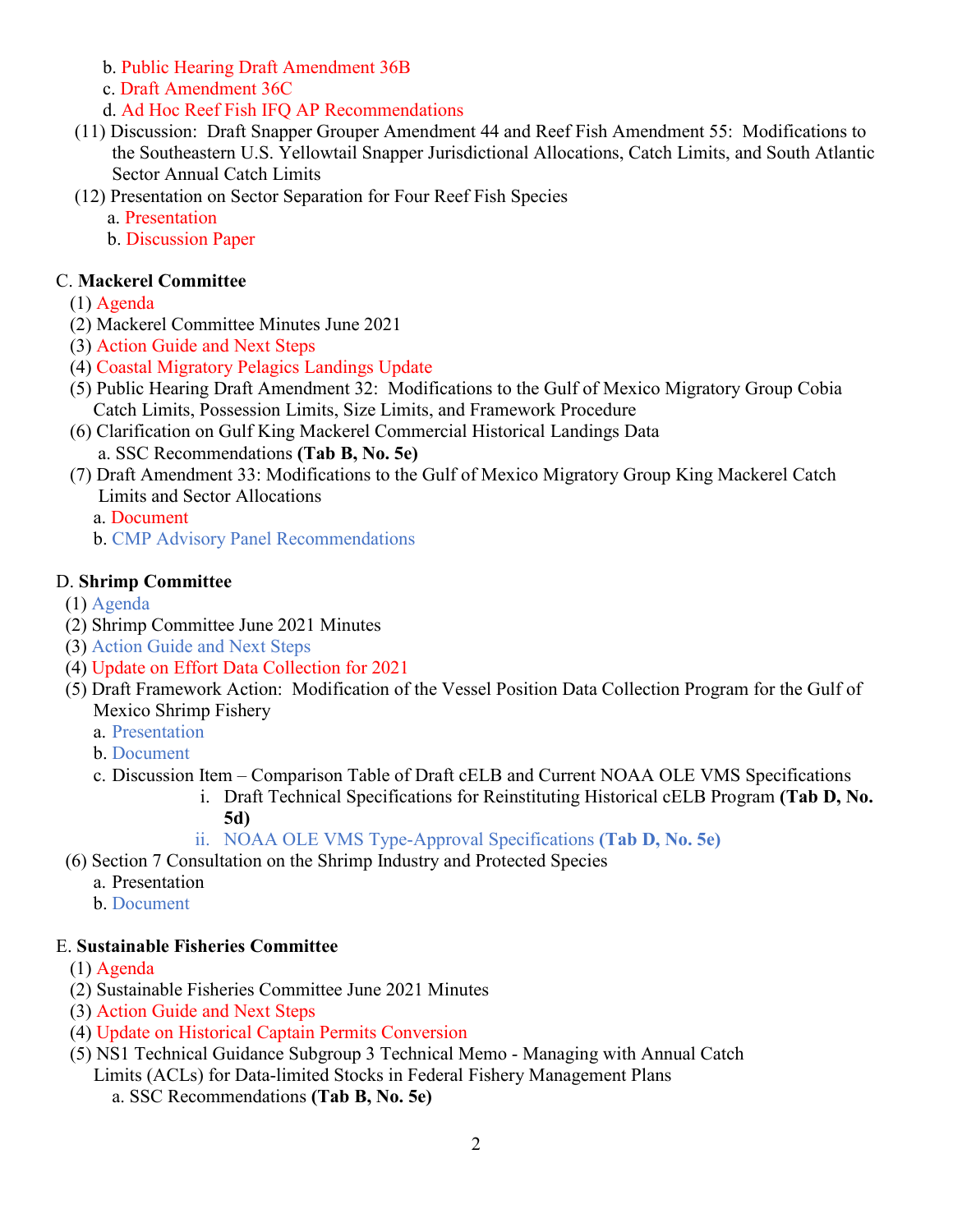b. Public Hearing Draft Amendment 36B
   c. Draft Amendment 36C
   d. Ad Hoc Reef Fish IFQ AP Recommendations

(11) Discussion: Draft Snapper Grouper Amendment 44 and Reef Fish Amendment 55: Modifications to the Southeastern U.S. Yellowtail Snapper Jurisdictional Allocations, Catch Limits, and South Atlantic Sector Annual Catch Limits

(12) Presentation on Sector Separation for Four Reef Fish Species
   a. Presentation
   b. Discussion Paper

C. **Mackerel Committee**

(1) Agenda
(2) Mackerel Committee Minutes June 2021
(3) Action Guide and Next Steps
(4) Coastal Migratory Pelagics Landings Update
(5) Public Hearing Draft Amendment 32: Modifications to the Gulf of Mexico Migratory Group Cobia Catch Limits, Possession Limits, Size Limits, and Framework Procedure
(6) Clarification on Gulf King Mackerel Commercial Historical Landings Data
   a. SSC Recommendations **(Tab B, No. 5e)**
(7) Draft Amendment 33: Modifications to the Gulf of Mexico Migratory Group King Mackerel Catch Limits and Sector Allocations
   a. Document
   b. CMP Advisory Panel Recommendations

D. **Shrimp Committee**

(1) Agenda
(2) Shrimp Committee June 2021 Minutes
(3) Action Guide and Next Steps
(4) Update on Effort Data Collection for 2021
(5) Draft Framework Action: Modification of the Vessel Position Data Collection Program for the Gulf of Mexico Shrimp Fishery
   a. Presentation
   b. Document
   c. Discussion Item – Comparison Table of Draft cELB and Current NOAA OLE VMS Specifications
      i. Draft Technical Specifications for Reinstituting Historical cELB Program **(Tab D, No. 5d)**
      ii. NOAA OLE VMS Type-Approval Specifications **(Tab D, No. 5e)**
(6) Section 7 Consultation on the Shrimp Industry and Protected Species
   a. Presentation
   b. Document

E. **Sustainable Fisheries Committee**

(1) Agenda
(2) Sustainable Fisheries Committee June 2021 Minutes
(3) Action Guide and Next Steps
(4) Update on Historical Captain Permits Conversion
(5) NS1 Technical Guidance Subgroup 3 Technical Memo - Managing with Annual Catch Limits (ACLs) for Data-limited Stocks in Federal Fishery Management Plans
   a. SSC Recommendations **(Tab B, No. 5e)**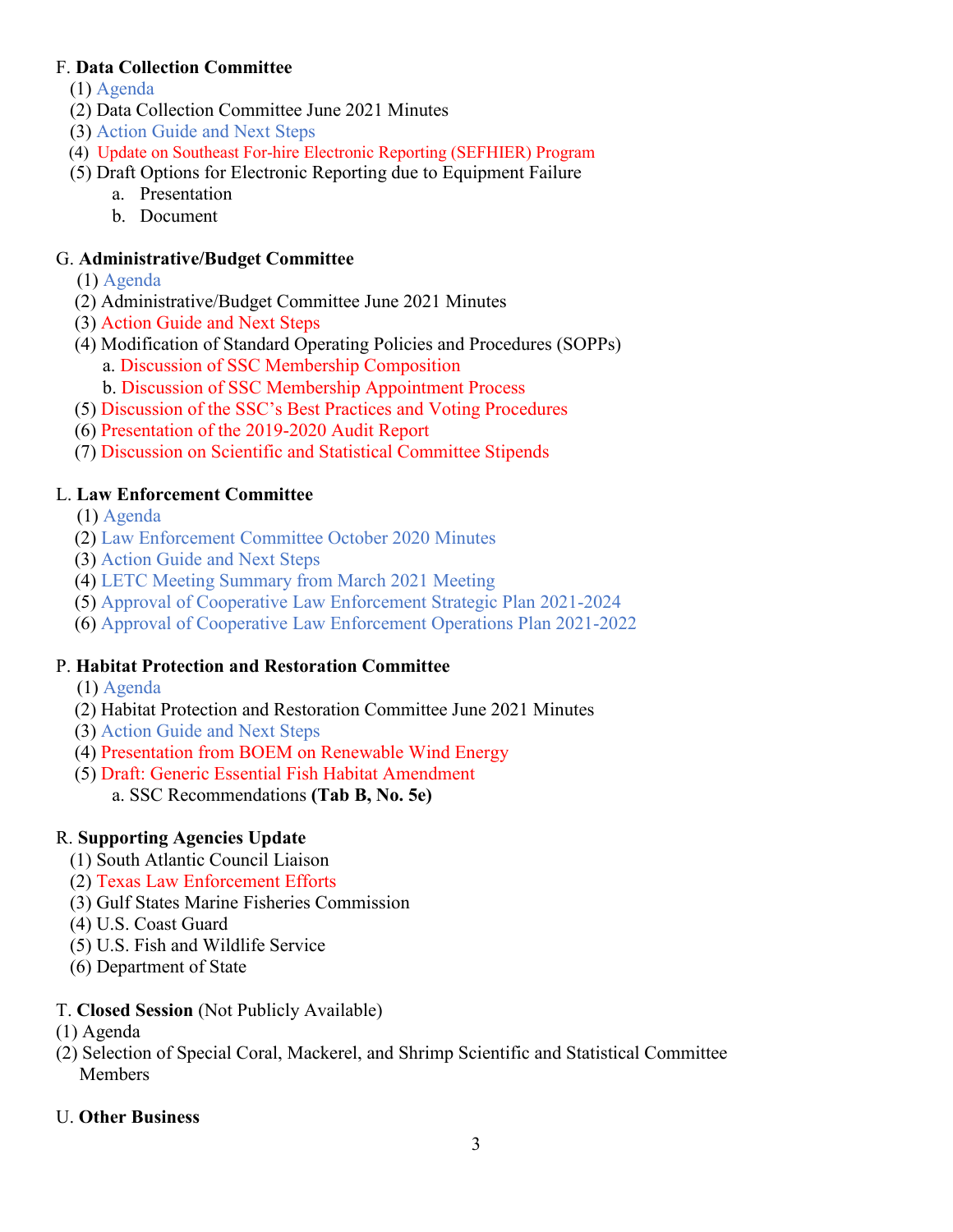F. **Data Collection Committee**

(1) Agenda
(2) Data Collection Committee June 2021 Minutes
(3) Action Guide and Next Steps
(4) Update on Southeast For-hire Electronic Reporting (SEFHIER) Program
(5) Draft Options for Electronic Reporting due to Equipment Failure
  a. Presentation
  b. Document

G. **Administrative/Budget Committee**

(1) Agenda
(2) Administrative/Budget Committee June 2021 Minutes
(3) Action Guide and Next Steps
(4) Modification of Standard Operating Policies and Procedures (SOPPs)
  a. Discussion of SSC Membership Composition
  b. Discussion of SSC Membership Appointment Process
(5) Discussion of the SSC's Best Practices and Voting Procedures
(6) Presentation of the 2019-2020 Audit Report
(7) Discussion on Scientific and Statistical Committee Stipends

L. **Law Enforcement Committee**

(1) Agenda
(2) Law Enforcement Committee October 2020 Minutes
(3) Action Guide and Next Steps
(4) LETC Meeting Summary from March 2021 Meeting
(5) Approval of Cooperative Law Enforcement Strategic Plan 2021-2024
(6) Approval of Cooperative Law Enforcement Operations Plan 2021-2022

P. **Habitat Protection and Restoration Committee**

(1) Agenda
(2) Habitat Protection and Restoration Committee June 2021 Minutes
(3) Action Guide and Next Steps
(4) Presentation from BOEM on Renewable Wind Energy
(5) Draft: Generic Essential Fish Habitat Amendment
  a. SSC Recommendations **(Tab B, No. 5e)**

R. **Supporting Agencies Update**

(1) South Atlantic Council Liaison
(2) Texas Law Enforcement Efforts
(3) Gulf States Marine Fisheries Commission
(4) U.S. Coast Guard
(5) U.S. Fish and Wildlife Service
(6) Department of State

T. **Closed Session** (Not Publicly Available)

(1) Agenda
(2) Selection of Special Coral, Mackerel, and Shrimp Scientific and Statistical Committee Members

U. **Other Business**